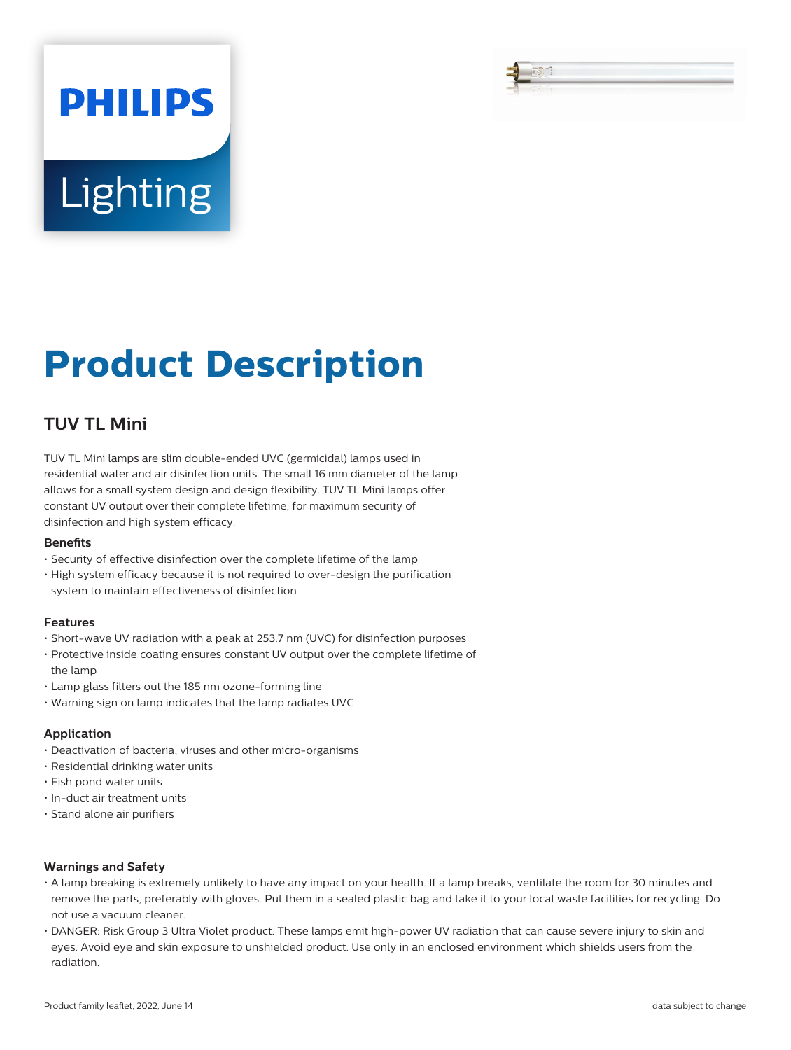PHILIPS

Lighting

# Product Description

## TUV TL Mini

TUV TL Mini lamps are slim double-ended UVC (germicidal) lamps used in residential water and air disinfection units. The small 16 mm diameter of the lamp allows for a small system design and design flexibility. TUV TL Mini lamps offer constant UV output over their complete lifetime, for maximum security of disinfection and high system efficacy.

### Benefits

- Security of effective disinfection over the complete lifetime of the lamp
- High system efficacy because it is not required to over-design the purification system to maintain effectiveness of disinfection

### Features

- Short-wave UV radiation with a peak at 253.7 nm (UVC) for disinfection purposes
- Protective inside coating ensures constant UV output over the complete lifetime of the lamp
- Lamp glass filters out the 185 nm ozone-forming line
- Warning sign on lamp indicates that the lamp radiates UVC

### Application

- Deactivation of bacteria, viruses and other micro-organisms
- Residential drinking water units
- Fish pond water units
- In-duct air treatment units
- Stand alone air purifiers

### Warnings and Safety

- A lamp breaking is extremely unlikely to have any impact on your health. If a lamp breaks, ventilate the room for 30 minutes and remove the parts, preferably with gloves. Put them in a sealed plastic bag and take it to your local waste facilities for recycling. Do not use a vacuum cleaner.
- DANGER: Risk Group 3 Ultra Violet product. These lamps emit high-power UV radiation that can cause severe injury to skin and eyes. Avoid eye and skin exposure to unshielded product. Use only in an enclosed environment which shields users from the radiation.

Product family leaflet, 2022, June 14 — data subject to change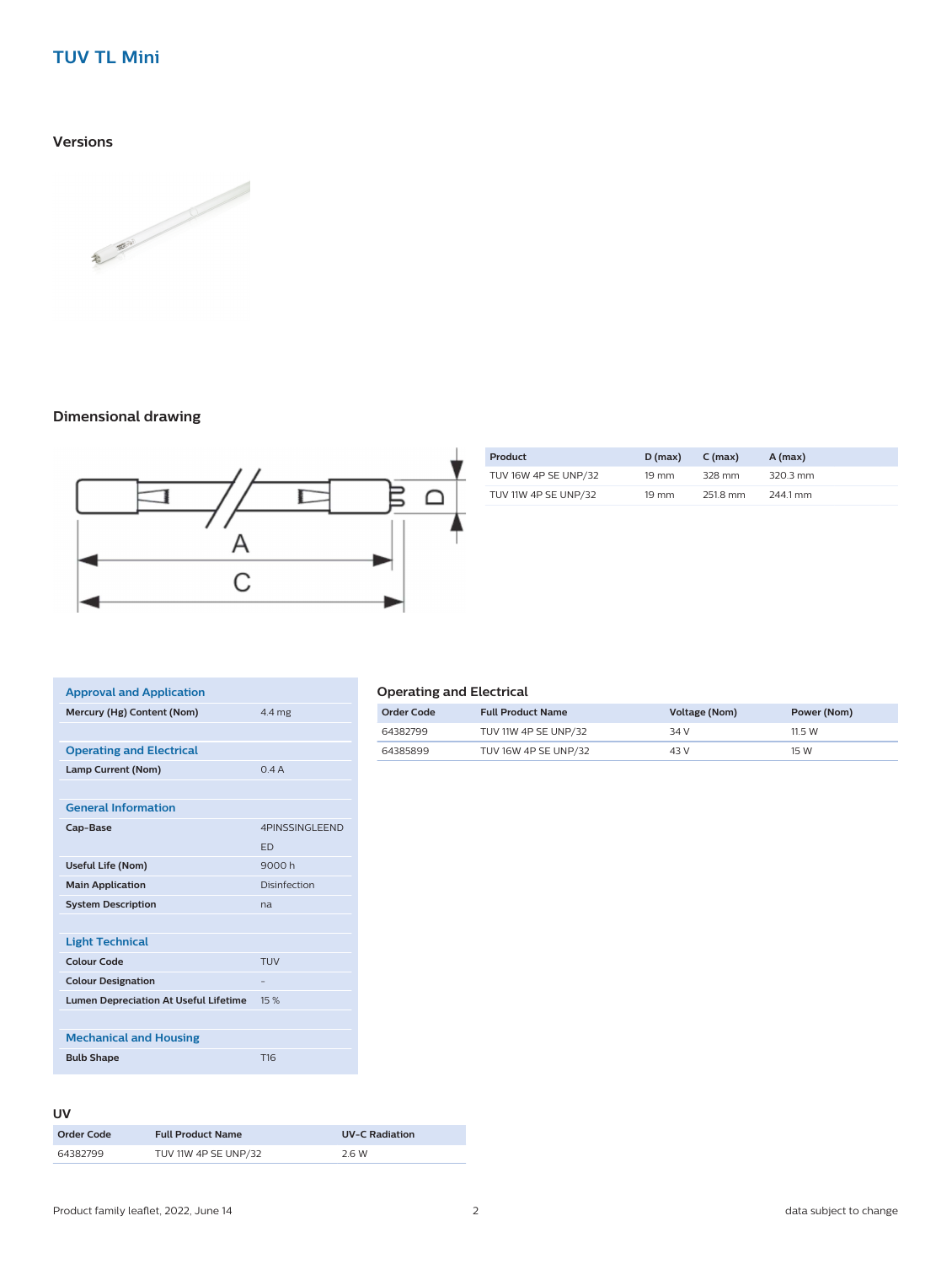# TUV TL Mini

## Versions

## Dimensional drawing

| Product | D (max) | C (max) | A (max) |
| --- | --- | --- | --- |
| TUV 16W 4P SE UNP/32 | 19 mm | 328 mm | 320.3 mm |
| TUV 11W 4P SE UNP/32 | 19 mm | 251.8 mm | 244.1 mm |

| Approval and Application | |
| --- | --- |
| **Mercury (Hg) Content (Nom)** | 4.4 mg |
| **Operating and Electrical** | |
| **Lamp Current (Nom)** | 0.4 A |
| **General Information** | |
| **Cap-Base** | 4PINSSINGLEENDED |
| **Useful Life (Nom)** | 9000 h |
| **Main Application** | Disinfection |
| **System Description** | na |
| **Light Technical** | |
| **Colour Code** | TUV |
| **Colour Designation** | - |
| **Lumen Depreciation At Useful Lifetime** | 15 % |
| **Mechanical and Housing** | |
| **Bulb Shape** | T16 |

### Operating and Electrical

| Order Code | Full Product Name | Voltage (Nom) | Power (Nom) |
| --- | --- | --- | --- |
| 64382799 | TUV 11W 4P SE UNP/32 | 34 V | 11.5 W |
| 64385899 | TUV 16W 4P SE UNP/32 | 43 V | 15 W |

### UV

| Order Code | Full Product Name | UV-C Radiation |
| --- | --- | --- |
| 64382799 | TUV 11W 4P SE UNP/32 | 2.6 W |

Product family leaflet, 2022, June 14

data subject to change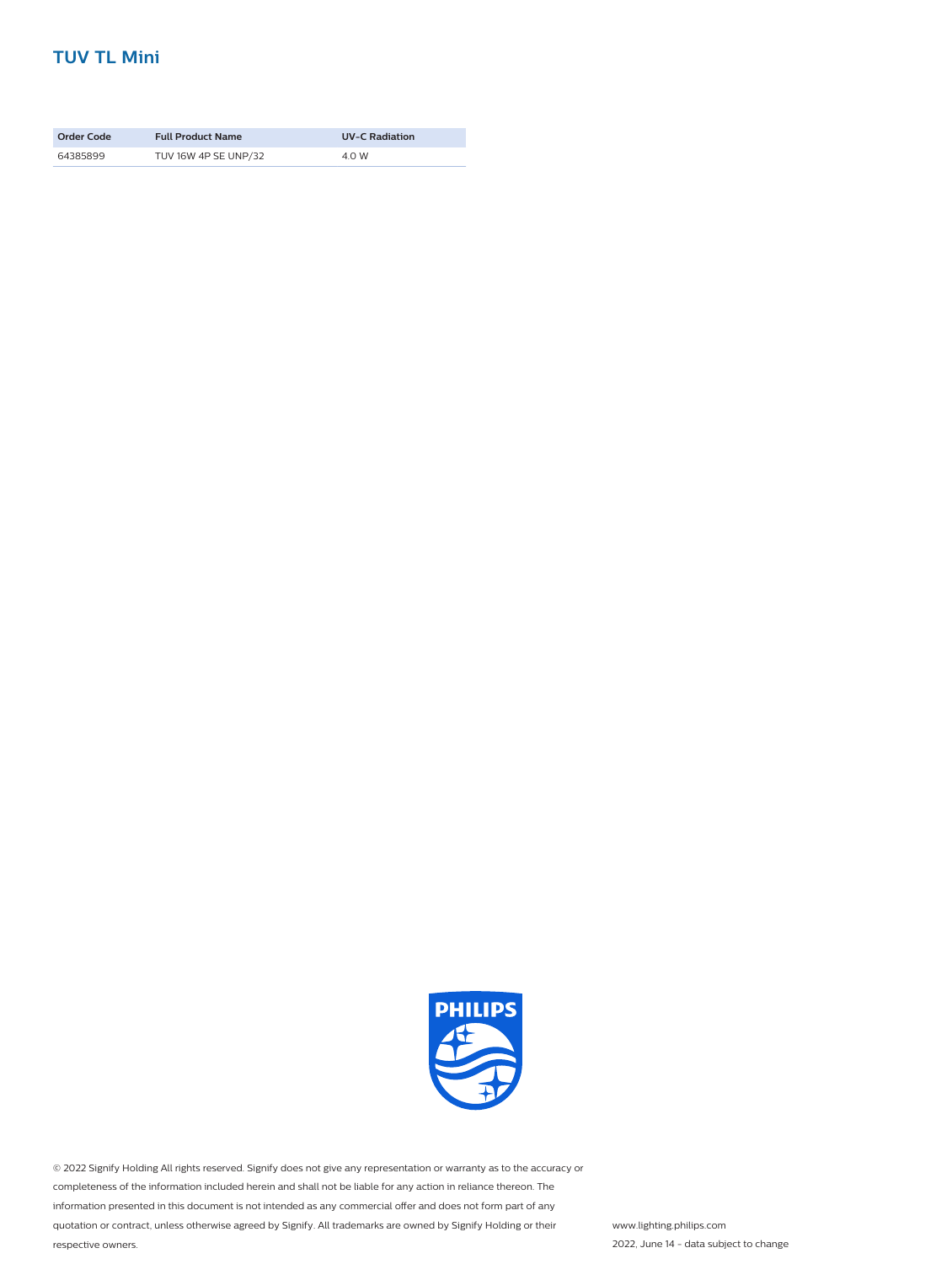## TUV TL Mini

| Order Code | Full Product Name | UV-C Radiation |
|---|---|---|
| 64385899 | TUV 16W 4P SE UNP/32 | 4.0 W |

© 2022 Signify Holding All rights reserved. Signify does not give any representation or warranty as to the accuracy or completeness of the information included herein and shall not be liable for any action in reliance thereon. The information presented in this document is not intended as any commercial offer and does not form part of any quotation or contract, unless otherwise agreed by Signify. All trademarks are owned by Signify Holding or their respective owners.

www.lighting.philips.com

2022, June 14 - data subject to change